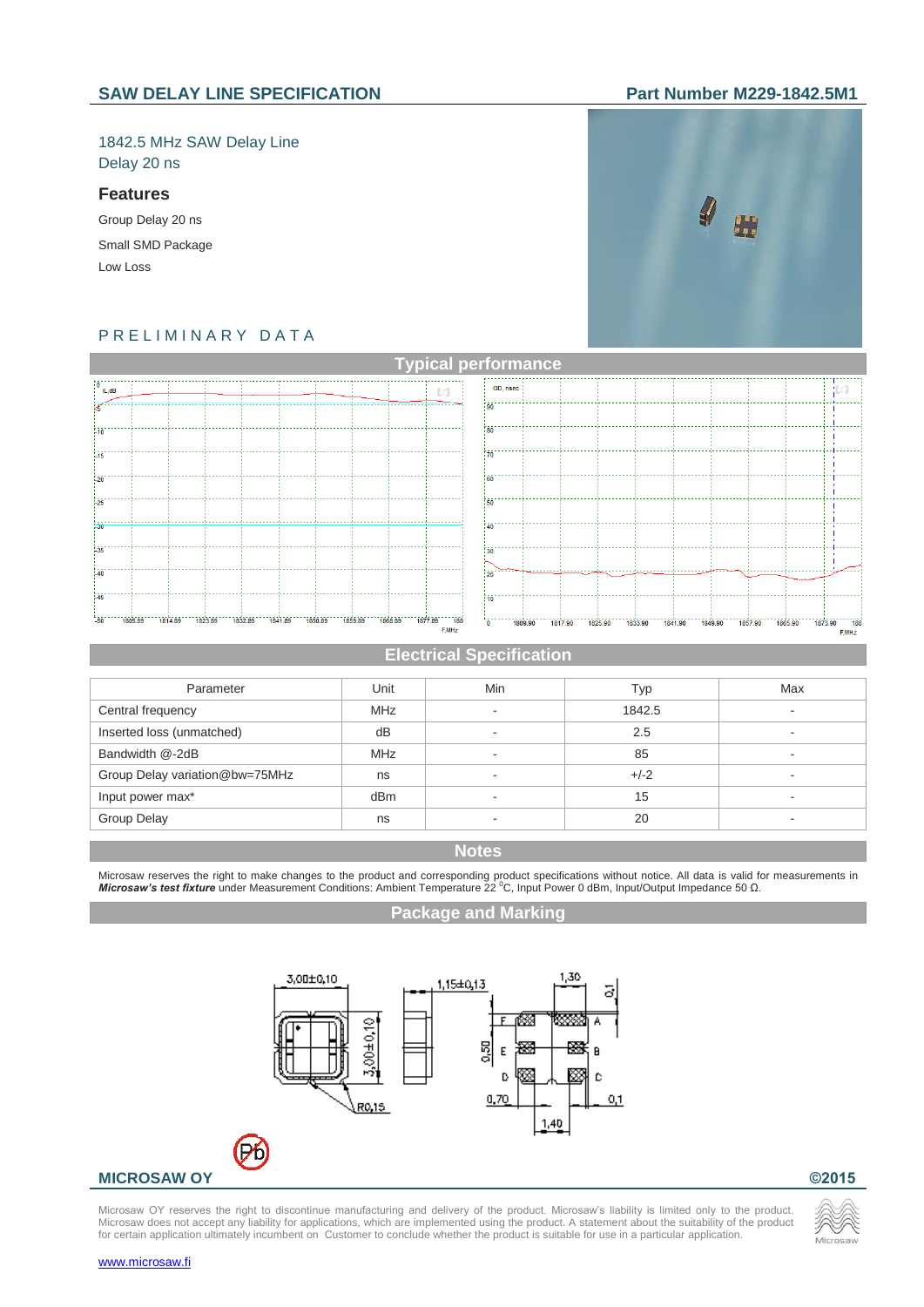## SAW DELAY LINE SPECIFICATION

**Part Number M229-1842.5M1**

1842.5 MHz SAW Delay Line
Delay 20 ns

### Features

Group Delay 20 ns

Small SMD Package

Low Loss

PRELIMINARY DATA

## Typical performance

## Electrical Specification

| Parameter | Unit | Min | Typ | Max |
|---|---|---|---|---|
| Central frequency | MHz | - | 1842.5 | - |
| Inserted loss (unmatched) | dB | - | 2.5 | - |
| Bandwidth @-2dB | MHz | - | 85 | - |
| Group Delay variation@bw=75MHz | ns | - | +/-2 | - |
| Input power max* | dBm | - | 15 | - |
| Group Delay | ns | - | 20 | - |

## Notes

Microsaw reserves the right to make changes to the product and corresponding product specifications without notice. All data is valid for measurements in ***Microsaw's test fixture*** under Measurement Conditions: Ambient Temperature 22 °C, Input Power 0 dBm, Input/Output Impedance 50 Ω.

## Package and Marking

**MICROSAW OY**

**©2015**

Microsaw OY reserves the right to discontinue manufacturing and delivery of the product. Microsaw's liability is limited only to the product. Microsaw does not accept any liability for applications, which are implemented using the product. A statement about the suitability of the product for certain application ultimately incumbent on Customer to conclude whether the product is suitable for use in a particular application.

www.microsaw.fi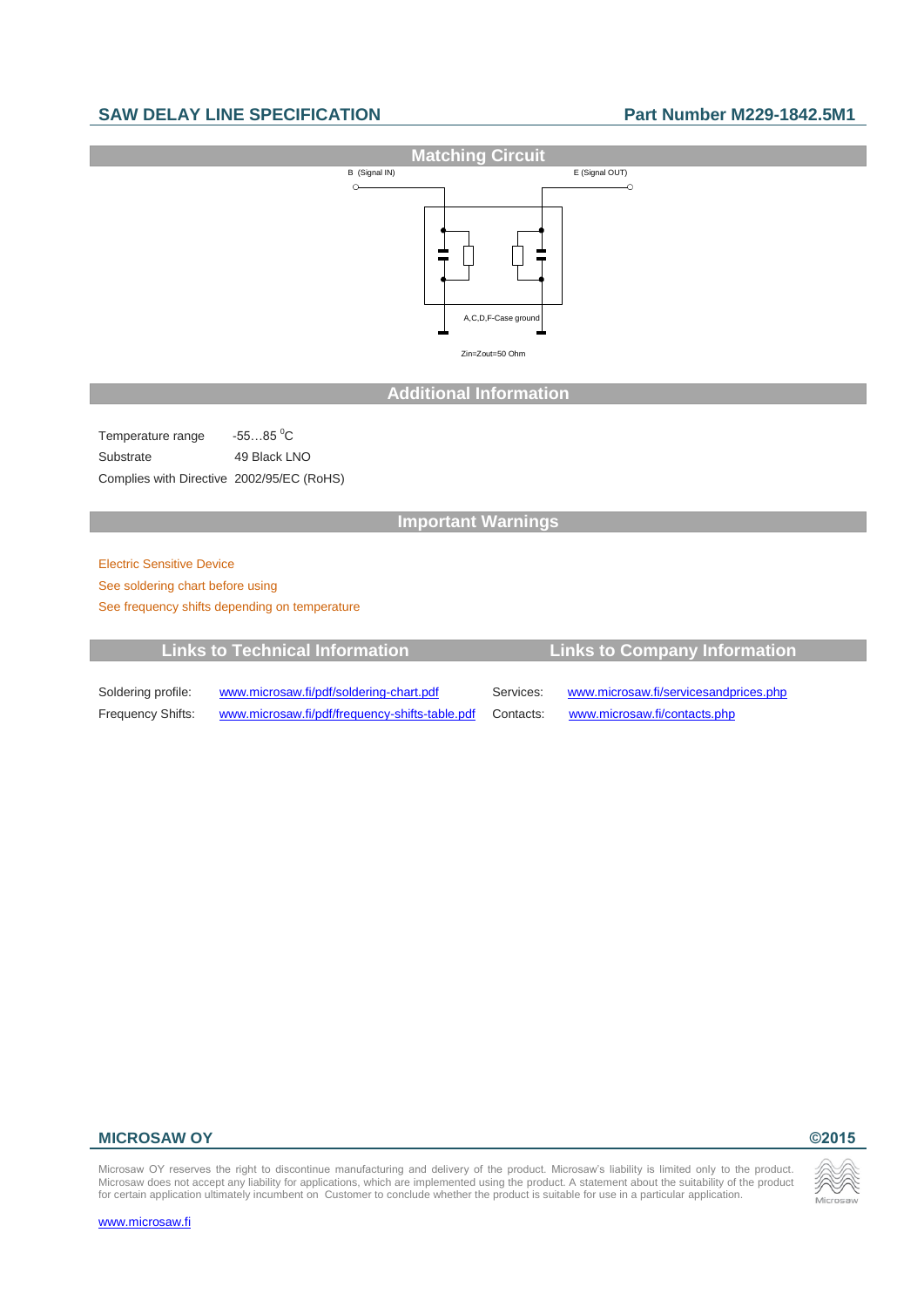## Matching Circuit

B (Signal IN)

E (Signal OUT)

A,C,D,F-Case ground

Zin=Zout=50 Ohm

## Additional Information

Temperature range -55…85 $^0$C

Substrate 49 Black LNO

Complies with Directive 2002/95/EC (RoHS)

## Important Warnings

Electric Sensitive Device

See soldering chart before using

See frequency shifts depending on temperature

## Links to Technical Information

Soldering profile: www.microsaw.fi/pdf/soldering-chart.pdf

Frequency Shifts: www.microsaw.fi/pdf/frequency-shifts-table.pdf

## Links to Company Information

Services: www.microsaw.fi/servicesandprices.php

Contacts: www.microsaw.fi/contacts.php

**MICROSAW OY** **©2015**

Microsaw OY reserves the right to discontinue manufacturing and delivery of the product. Microsaw's liability is limited only to the product. Microsaw does not accept any liability for applications, which are implemented using the product. A statement about the suitability of the product for certain application ultimately incumbent on Customer to conclude whether the product is suitable for use in a particular application.

www.microsaw.fi